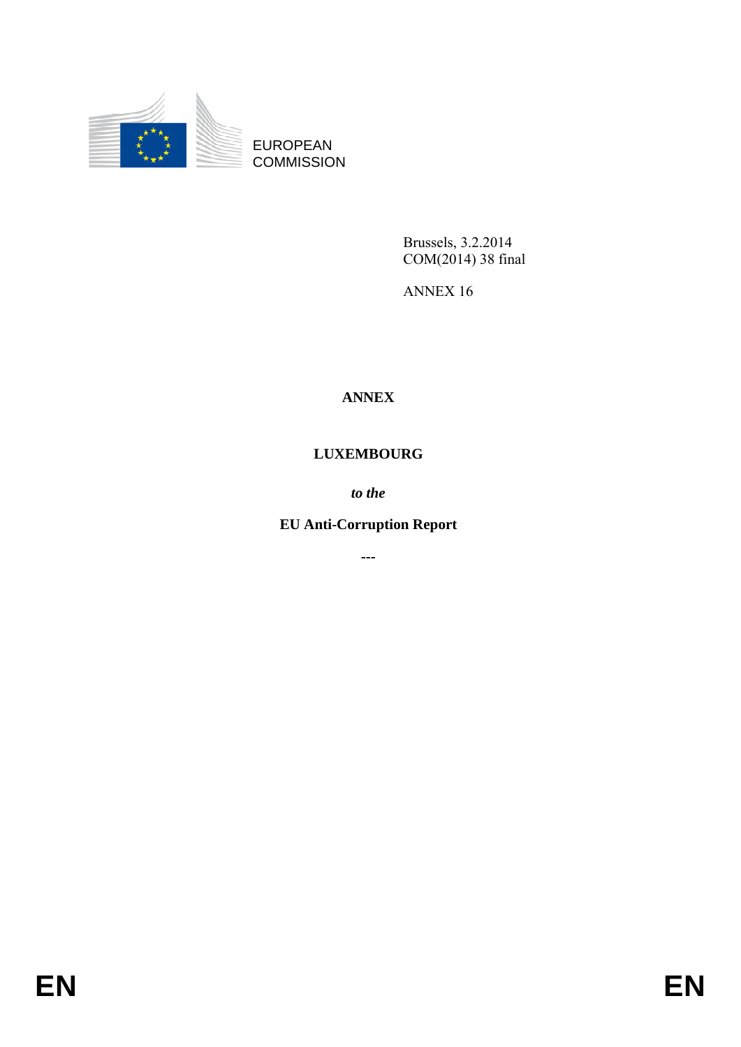EUROPEAN COMMISSION

Brussels, 3.2.2014
COM(2014) 38 final

ANNEX 16

# ANNEX

# LUXEMBOURG

*to the*

**EU Anti-Corruption Report**

---

EN EN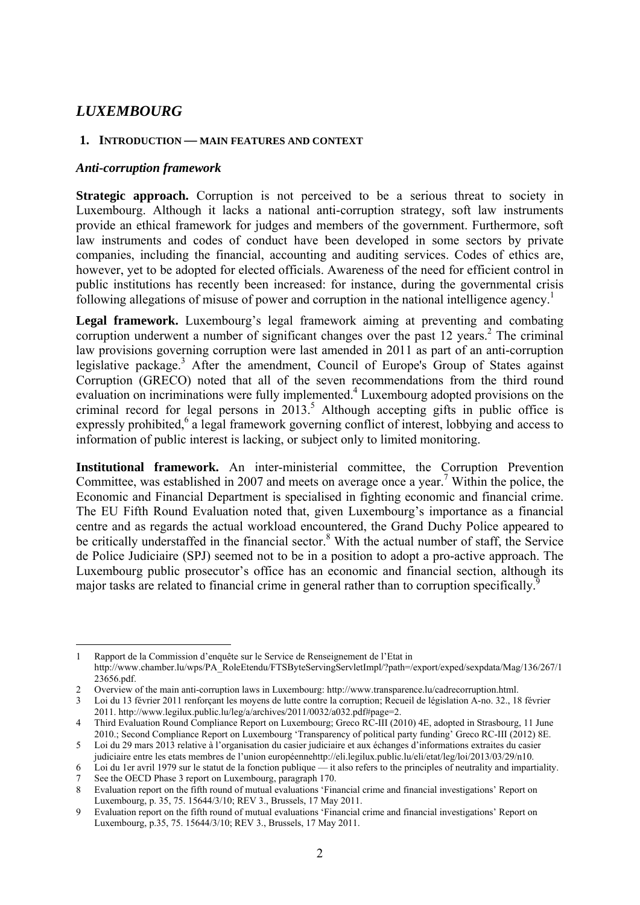## *LUXEMBOURG*

### 1. INTRODUCTION — MAIN FEATURES AND CONTEXT

#### *Anti-corruption framework*

**Strategic approach.** Corruption is not perceived to be a serious threat to society in Luxembourg. Although it lacks a national anti-corruption strategy, soft law instruments provide an ethical framework for judges and members of the government. Furthermore, soft law instruments and codes of conduct have been developed in some sectors by private companies, including the financial, accounting and auditing services. Codes of ethics are, however, yet to be adopted for elected officials. Awareness of the need for efficient control in public institutions has recently been increased: for instance, during the governmental crisis following allegations of misuse of power and corruption in the national intelligence agency.[1]

**Legal framework.** Luxembourg's legal framework aiming at preventing and combating corruption underwent a number of significant changes over the past 12 years.[2] The criminal law provisions governing corruption were last amended in 2011 as part of an anti-corruption legislative package.[3] After the amendment, Council of Europe's Group of States against Corruption (GRECO) noted that all of the seven recommendations from the third round evaluation on incriminations were fully implemented.[4] Luxembourg adopted provisions on the criminal record for legal persons in 2013.[5] Although accepting gifts in public office is expressly prohibited,[6] a legal framework governing conflict of interest, lobbying and access to information of public interest is lacking, or subject only to limited monitoring.

**Institutional framework.** An inter-ministerial committee, the Corruption Prevention Committee, was established in 2007 and meets on average once a year.[7] Within the police, the Economic and Financial Department is specialised in fighting economic and financial crime. The EU Fifth Round Evaluation noted that, given Luxembourg's importance as a financial centre and as regards the actual workload encountered, the Grand Duchy Police appeared to be critically understaffed in the financial sector.[8] With the actual number of staff, the Service de Police Judiciaire (SPJ) seemed not to be in a position to adopt a pro-active approach. The Luxembourg public prosecutor's office has an economic and financial section, although its major tasks are related to financial crime in general rather than to corruption specifically.[9]

---

1 Rapport de la Commission d'enquête sur le Service de Renseignement de l'Etat in http://www.chamber.lu/wps/PA_RoleEtendu/FTSByteServingServletImpl/?path=/export/exped/sexpdata/Mag/136/267/123656.pdf.

2 Overview of the main anti-corruption laws in Luxembourg: http://www.transparence.lu/cadrecorruption.html.

3 Loi du 13 février 2011 renforçant les moyens de lutte contre la corruption; Recueil de législation A-no. 32., 18 février 2011. http://www.legilux.public.lu/leg/a/archives/2011/0032/a032.pdf#page=2.

4 Third Evaluation Round Compliance Report on Luxembourg; Greco RC-III (2010) 4E, adopted in Strasbourg, 11 June 2010.; Second Compliance Report on Luxembourg 'Transparency of political party funding' Greco RC-III (2012) 8E.

5 Loi du 29 mars 2013 relative à l'organisation du casier judiciaire et aux échanges d'informations extraites du casier judiciaire entre les etats membres de l'union européennehttp://eli.legilux.public.lu/eli/etat/leg/loi/2013/03/29/n10.

6 Loi du 1er avril 1979 sur le statut de la fonction publique — it also refers to the principles of neutrality and impartiality.

7 See the OECD Phase 3 report on Luxembourg, paragraph 170.

8 Evaluation report on the fifth round of mutual evaluations 'Financial crime and financial investigations' Report on Luxembourg, p. 35, 75. 15644/3/10; REV 3., Brussels, 17 May 2011.

9 Evaluation report on the fifth round of mutual evaluations 'Financial crime and financial investigations' Report on Luxembourg, p.35, 75. 15644/3/10; REV 3., Brussels, 17 May 2011.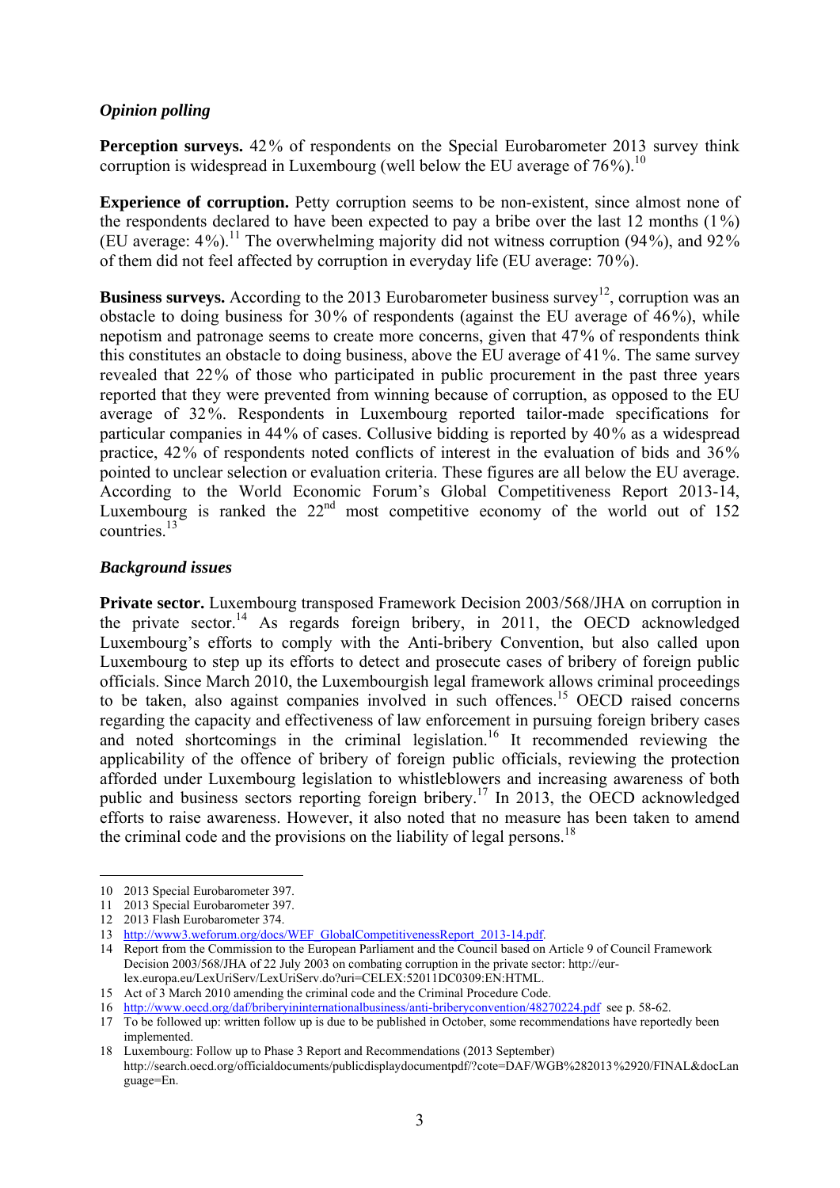### *Opinion polling*

**Perception surveys.** 42% of respondents on the Special Eurobarometer 2013 survey think corruption is widespread in Luxembourg (well below the EU average of 76%).[10]

**Experience of corruption.** Petty corruption seems to be non-existent, since almost none of the respondents declared to have been expected to pay a bribe over the last 12 months (1%) (EU average: 4%).[11] The overwhelming majority did not witness corruption (94%), and 92% of them did not feel affected by corruption in everyday life (EU average: 70%).

**Business surveys.** According to the 2013 Eurobarometer business survey[12], corruption was an obstacle to doing business for 30% of respondents (against the EU average of 46%), while nepotism and patronage seems to create more concerns, given that 47% of respondents think this constitutes an obstacle to doing business, above the EU average of 41%. The same survey revealed that 22% of those who participated in public procurement in the past three years reported that they were prevented from winning because of corruption, as opposed to the EU average of 32%. Respondents in Luxembourg reported tailor-made specifications for particular companies in 44% of cases. Collusive bidding is reported by 40% as a widespread practice, 42% of respondents noted conflicts of interest in the evaluation of bids and 36% pointed to unclear selection or evaluation criteria. These figures are all below the EU average. According to the World Economic Forum's Global Competitiveness Report 2013-14, Luxembourg is ranked the 22nd most competitive economy of the world out of 152 countries.[13]

### *Background issues*

**Private sector.** Luxembourg transposed Framework Decision 2003/568/JHA on corruption in the private sector.[14] As regards foreign bribery, in 2011, the OECD acknowledged Luxembourg's efforts to comply with the Anti-bribery Convention, but also called upon Luxembourg to step up its efforts to detect and prosecute cases of bribery of foreign public officials. Since March 2010, the Luxembourgish legal framework allows criminal proceedings to be taken, also against companies involved in such offences.[15] OECD raised concerns regarding the capacity and effectiveness of law enforcement in pursuing foreign bribery cases and noted shortcomings in the criminal legislation.[16] It recommended reviewing the applicability of the offence of bribery of foreign public officials, reviewing the protection afforded under Luxembourg legislation to whistleblowers and increasing awareness of both public and business sectors reporting foreign bribery.[17] In 2013, the OECD acknowledged efforts to raise awareness. However, it also noted that no measure has been taken to amend the criminal code and the provisions on the liability of legal persons.[18]

---

10 2013 Special Eurobarometer 397.

11 2013 Special Eurobarometer 397.

12 2013 Flash Eurobarometer 374.

13 http://www3.weforum.org/docs/WEF_GlobalCompetitivenessReport_2013-14.pdf.

14 Report from the Commission to the European Parliament and the Council based on Article 9 of Council Framework Decision 2003/568/JHA of 22 July 2003 on combating corruption in the private sector: http://eur-lex.europa.eu/LexUriServ/LexUriServ.do?uri=CELEX:52011DC0309:EN:HTML.

15 Act of 3 March 2010 amending the criminal code and the Criminal Procedure Code.

16 http://www.oecd.org/daf/briberyininternationalbusiness/anti-briberyconvention/48270224.pdf see p. 58-62.

17 To be followed up: written follow up is due to be published in October, some recommendations have reportedly been implemented.

18 Luxembourg: Follow up to Phase 3 Report and Recommendations (2013 September) http://search.oecd.org/officialdocuments/publicdisplaydocumentpdf/?cote=DAF/WGB%282013%2920/FINAL&docLanguage=En.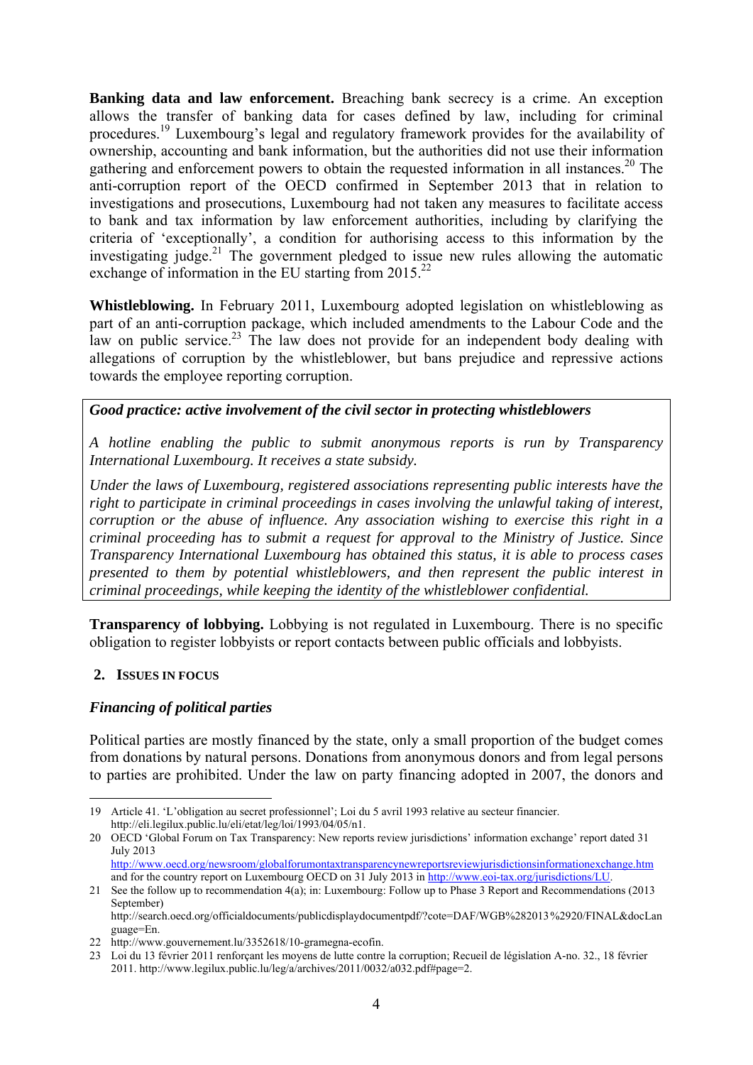**Banking data and law enforcement.** Breaching bank secrecy is a crime. An exception allows the transfer of banking data for cases defined by law, including for criminal procedures.[19] Luxembourg's legal and regulatory framework provides for the availability of ownership, accounting and bank information, but the authorities did not use their information gathering and enforcement powers to obtain the requested information in all instances.[20] The anti-corruption report of the OECD confirmed in September 2013 that in relation to investigations and prosecutions, Luxembourg had not taken any measures to facilitate access to bank and tax information by law enforcement authorities, including by clarifying the criteria of 'exceptionally', a condition for authorising access to this information by the investigating judge.[21] The government pledged to issue new rules allowing the automatic exchange of information in the EU starting from 2015.[22]

**Whistleblowing.** In February 2011, Luxembourg adopted legislation on whistleblowing as part of an anti-corruption package, which included amendments to the Labour Code and the law on public service.[23] The law does not provide for an independent body dealing with allegations of corruption by the whistleblower, but bans prejudice and repressive actions towards the employee reporting corruption.

> ***Good practice: active involvement of the civil sector in protecting whistleblowers***
>
> *A hotline enabling the public to submit anonymous reports is run by Transparency International Luxembourg. It receives a state subsidy.*
>
> *Under the laws of Luxembourg, registered associations representing public interests have the right to participate in criminal proceedings in cases involving the unlawful taking of interest, corruption or the abuse of influence. Any association wishing to exercise this right in a criminal proceeding has to submit a request for approval to the Ministry of Justice. Since Transparency International Luxembourg has obtained this status, it is able to process cases presented to them by potential whistleblowers, and then represent the public interest in criminal proceedings, while keeping the identity of the whistleblower confidential.*

**Transparency of lobbying.** Lobbying is not regulated in Luxembourg. There is no specific obligation to register lobbyists or report contacts between public officials and lobbyists.

## 2. Issues in focus

### *Financing of political parties*

Political parties are mostly financed by the state, only a small proportion of the budget comes from donations by natural persons. Donations from anonymous donors and from legal persons to parties are prohibited. Under the law on party financing adopted in 2007, the donors and

---

19 Article 41. 'L'obligation au secret professionnel'; Loi du 5 avril 1993 relative au secteur financier. http://eli.legilux.public.lu/eli/etat/leg/loi/1993/04/05/n1.

20 OECD 'Global Forum on Tax Transparency: New reports review jurisdictions' information exchange' report dated 31 July 2013 http://www.oecd.org/newsroom/globalforumontaxtransparencynewreportsreviewjurisdictionsinformationexchange.htm and for the country report on Luxembourg OECD on 31 July 2013 in http://www.eoi-tax.org/jurisdictions/LU.

21 See the follow up to recommendation 4(a); in: Luxembourg: Follow up to Phase 3 Report and Recommendations (2013 September) http://search.oecd.org/officialdocuments/publicdisplaydocumentpdf/?cote=DAF/WGB%282013%2920/FINAL&docLanguage=En.

22 http://www.gouvernement.lu/3352618/10-gramegna-ecofin.

23 Loi du 13 février 2011 renforçant les moyens de lutte contre la corruption; Recueil de législation A-no. 32., 18 février 2011. http://www.legilux.public.lu/leg/a/archives/2011/0032/a032.pdf#page=2.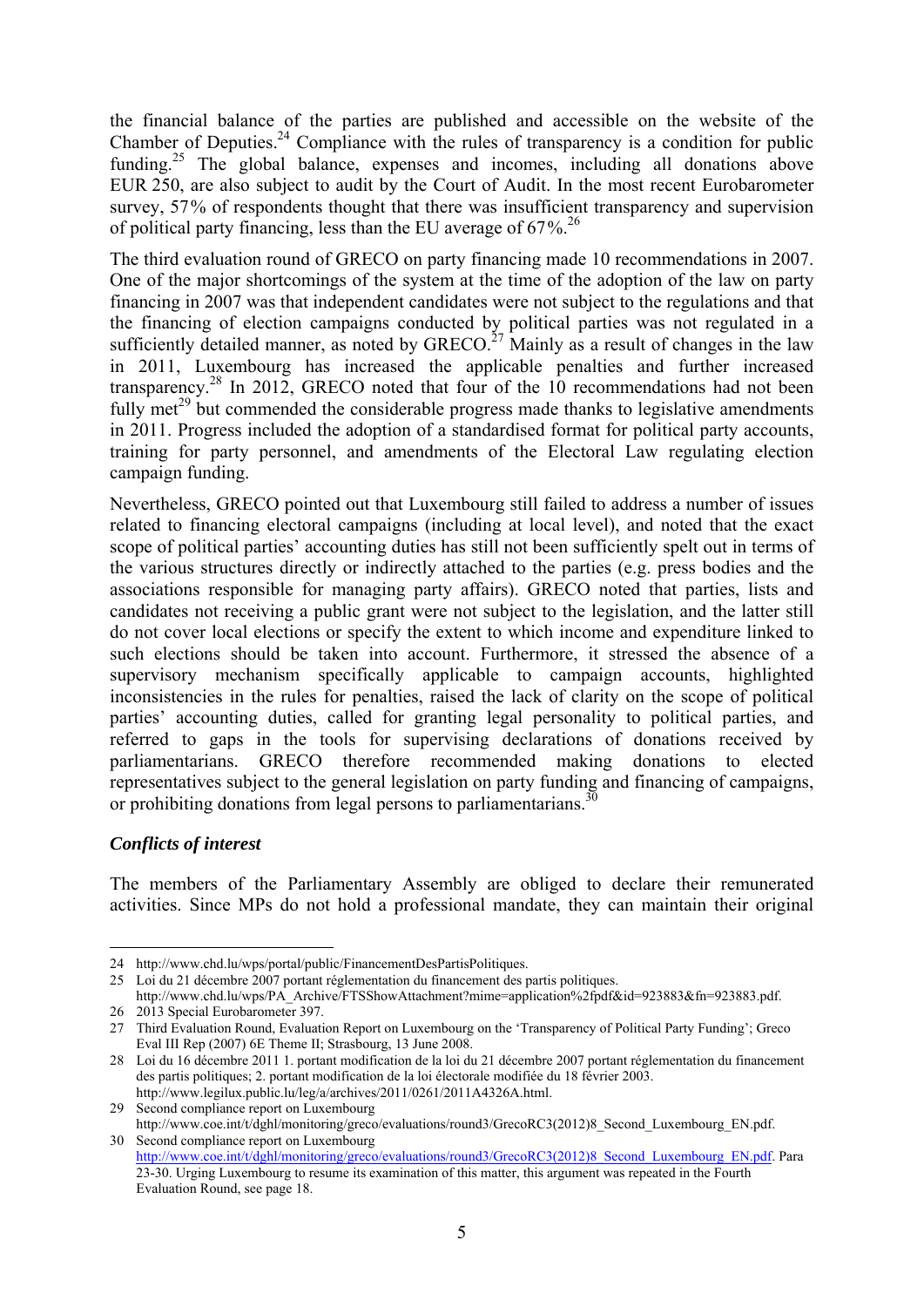the financial balance of the parties are published and accessible on the website of the Chamber of Deputies.[24] Compliance with the rules of transparency is a condition for public funding.[25] The global balance, expenses and incomes, including all donations above EUR 250, are also subject to audit by the Court of Audit. In the most recent Eurobarometer survey, 57% of respondents thought that there was insufficient transparency and supervision of political party financing, less than the EU average of 67%.[26]

The third evaluation round of GRECO on party financing made 10 recommendations in 2007. One of the major shortcomings of the system at the time of the adoption of the law on party financing in 2007 was that independent candidates were not subject to the regulations and that the financing of election campaigns conducted by political parties was not regulated in a sufficiently detailed manner, as noted by GRECO.[27] Mainly as a result of changes in the law in 2011, Luxembourg has increased the applicable penalties and further increased transparency.[28] In 2012, GRECO noted that four of the 10 recommendations had not been fully met[29] but commended the considerable progress made thanks to legislative amendments in 2011. Progress included the adoption of a standardised format for political party accounts, training for party personnel, and amendments of the Electoral Law regulating election campaign funding.

Nevertheless, GRECO pointed out that Luxembourg still failed to address a number of issues related to financing electoral campaigns (including at local level), and noted that the exact scope of political parties' accounting duties has still not been sufficiently spelt out in terms of the various structures directly or indirectly attached to the parties (e.g. press bodies and the associations responsible for managing party affairs). GRECO noted that parties, lists and candidates not receiving a public grant were not subject to the legislation, and the latter still do not cover local elections or specify the extent to which income and expenditure linked to such elections should be taken into account. Furthermore, it stressed the absence of a supervisory mechanism specifically applicable to campaign accounts, highlighted inconsistencies in the rules for penalties, raised the lack of clarity on the scope of political parties' accounting duties, called for granting legal personality to political parties, and referred to gaps in the tools for supervising declarations of donations received by parliamentarians. GRECO therefore recommended making donations to elected representatives subject to the general legislation on party funding and financing of campaigns, or prohibiting donations from legal persons to parliamentarians.[30]

### *Conflicts of interest*

The members of the Parliamentary Assembly are obliged to declare their remunerated activities. Since MPs do not hold a professional mandate, they can maintain their original

---

24 http://www.chd.lu/wps/portal/public/FinancementDesPartisPolitiques.

25 Loi du 21 décembre 2007 portant réglementation du financement des partis politiques. http://www.chd.lu/wps/PA_Archive/FTSShowAttachment?mime=application%2fpdf&id=923883&fn=923883.pdf.

26 2013 Special Eurobarometer 397.

27 Third Evaluation Round, Evaluation Report on Luxembourg on the 'Transparency of Political Party Funding'; Greco Eval III Rep (2007) 6E Theme II; Strasbourg, 13 June 2008.

28 Loi du 16 décembre 2011 1. portant modification de la loi du 21 décembre 2007 portant réglementation du financement des partis politiques; 2. portant modification de la loi électorale modifiée du 18 février 2003. http://www.legilux.public.lu/leg/a/archives/2011/0261/2011A4326A.html.

29 Second compliance report on Luxembourg http://www.coe.int/t/dghl/monitoring/greco/evaluations/round3/GrecoRC3(2012)8_Second_Luxembourg_EN.pdf.

30 Second compliance report on Luxembourg http://www.coe.int/t/dghl/monitoring/greco/evaluations/round3/GrecoRC3(2012)8_Second_Luxembourg_EN.pdf. Para 23-30. Urging Luxembourg to resume its examination of this matter, this argument was repeated in the Fourth Evaluation Round, see page 18.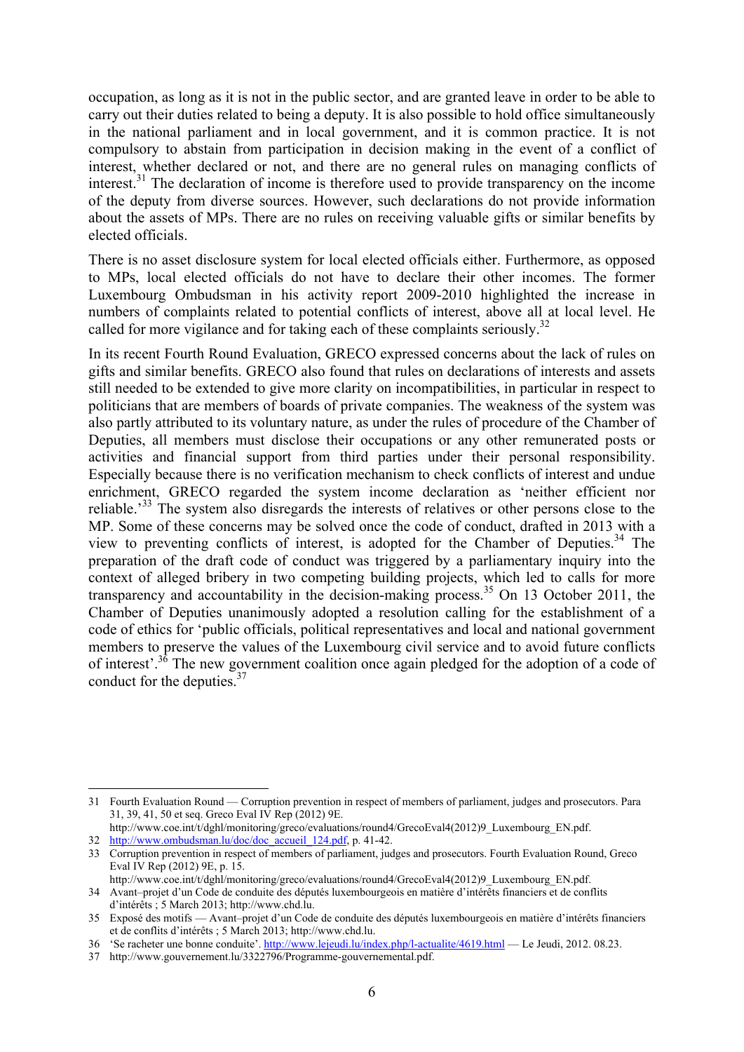occupation, as long as it is not in the public sector, and are granted leave in order to be able to carry out their duties related to being a deputy. It is also possible to hold office simultaneously in the national parliament and in local government, and it is common practice. It is not compulsory to abstain from participation in decision making in the event of a conflict of interest, whether declared or not, and there are no general rules on managing conflicts of interest.[31] The declaration of income is therefore used to provide transparency on the income of the deputy from diverse sources. However, such declarations do not provide information about the assets of MPs. There are no rules on receiving valuable gifts or similar benefits by elected officials.

There is no asset disclosure system for local elected officials either. Furthermore, as opposed to MPs, local elected officials do not have to declare their other incomes. The former Luxembourg Ombudsman in his activity report 2009-2010 highlighted the increase in numbers of complaints related to potential conflicts of interest, above all at local level. He called for more vigilance and for taking each of these complaints seriously.[32]

In its recent Fourth Round Evaluation, GRECO expressed concerns about the lack of rules on gifts and similar benefits. GRECO also found that rules on declarations of interests and assets still needed to be extended to give more clarity on incompatibilities, in particular in respect to politicians that are members of boards of private companies. The weakness of the system was also partly attributed to its voluntary nature, as under the rules of procedure of the Chamber of Deputies, all members must disclose their occupations or any other remunerated posts or activities and financial support from third parties under their personal responsibility. Especially because there is no verification mechanism to check conflicts of interest and undue enrichment, GRECO regarded the system income declaration as 'neither efficient nor reliable.'[33] The system also disregards the interests of relatives or other persons close to the MP. Some of these concerns may be solved once the code of conduct, drafted in 2013 with a view to preventing conflicts of interest, is adopted for the Chamber of Deputies.[34] The preparation of the draft code of conduct was triggered by a parliamentary inquiry into the context of alleged bribery in two competing building projects, which led to calls for more transparency and accountability in the decision-making process.[35] On 13 October 2011, the Chamber of Deputies unanimously adopted a resolution calling for the establishment of a code of ethics for 'public officials, political representatives and local and national government members to preserve the values of the Luxembourg civil service and to avoid future conflicts of interest'.[36] The new government coalition once again pledged for the adoption of a code of conduct for the deputies.[37]

---

31 Fourth Evaluation Round — Corruption prevention in respect of members of parliament, judges and prosecutors. Para 31, 39, 41, 50 et seq. Greco Eval IV Rep (2012) 9E. http://www.coe.int/t/dghl/monitoring/greco/evaluations/round4/GrecoEval4(2012)9_Luxembourg_EN.pdf.

32 http://www.ombudsman.lu/doc/doc_accueil_124.pdf, p. 41-42.

33 Corruption prevention in respect of members of parliament, judges and prosecutors. Fourth Evaluation Round, Greco Eval IV Rep (2012) 9E, p. 15. http://www.coe.int/t/dghl/monitoring/greco/evaluations/round4/GrecoEval4(2012)9_Luxembourg_EN.pdf.

34 Avant–projet d'un Code de conduite des députés luxembourgeois en matière d'intérêts financiers et de conflits d'intérêts ; 5 March 2013; http://www.chd.lu.

35 Exposé des motifs — Avant–projet d'un Code de conduite des députés luxembourgeois en matière d'intérêts financiers et de conflits d'intérêts ; 5 March 2013; http://www.chd.lu.

36 'Se racheter une bonne conduite'. http://www.lejeudi.lu/index.php/l-actualite/4619.html — Le Jeudi, 2012. 08.23.

37 http://www.gouvernement.lu/3322796/Programme-gouvernemental.pdf.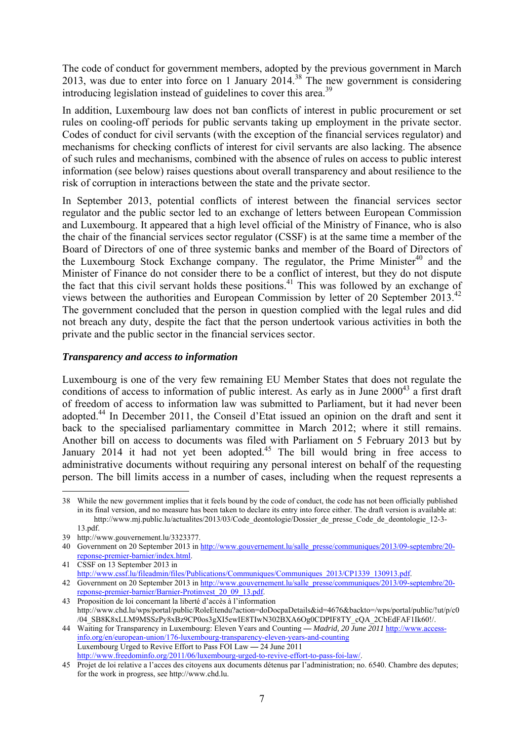The code of conduct for government members, adopted by the previous government in March 2013, was due to enter into force on 1 January 2014.[38] The new government is considering introducing legislation instead of guidelines to cover this area.[39]

In addition, Luxembourg law does not ban conflicts of interest in public procurement or set rules on cooling-off periods for public servants taking up employment in the private sector. Codes of conduct for civil servants (with the exception of the financial services regulator) and mechanisms for checking conflicts of interest for civil servants are also lacking. The absence of such rules and mechanisms, combined with the absence of rules on access to public interest information (see below) raises questions about overall transparency and about resilience to the risk of corruption in interactions between the state and the private sector.

In September 2013, potential conflicts of interest between the financial services sector regulator and the public sector led to an exchange of letters between European Commission and Luxembourg. It appeared that a high level official of the Ministry of Finance, who is also the chair of the financial services sector regulator (CSSF) is at the same time a member of the Board of Directors of one of three systemic banks and member of the Board of Directors of the Luxembourg Stock Exchange company. The regulator, the Prime Minister[40] and the Minister of Finance do not consider there to be a conflict of interest, but they do not dispute the fact that this civil servant holds these positions.[41] This was followed by an exchange of views between the authorities and European Commission by letter of 20 September 2013.[42] The government concluded that the person in question complied with the legal rules and did not breach any duty, despite the fact that the person undertook various activities in both the private and the public sector in the financial services sector.

### *Transparency and access to information*

Luxembourg is one of the very few remaining EU Member States that does not regulate the conditions of access to information of public interest. As early as in June 2000[43] a first draft of freedom of access to information law was submitted to Parliament, but it had never been adopted.[44] In December 2011, the Conseil d'Etat issued an opinion on the draft and sent it back to the specialised parliamentary committee in March 2012; where it still remains. Another bill on access to documents was filed with Parliament on 5 February 2013 but by January 2014 it had not yet been adopted.[45] The bill would bring in free access to administrative documents without requiring any personal interest on behalf of the requesting person. The bill limits access in a number of cases, including when the request represents a

---

38 While the new government implies that it feels bound by the code of conduct, the code has not been officially published in its final version, and no measure has been taken to declare its entry into force either. The draft version is available at: http://www.mj.public.lu/actualites/2013/03/Code_deontologie/Dossier_de_presse_Code_de_deontologie_12-3-13.pdf.

39 http://www.gouvernement.lu/3323377.

40 Government on 20 September 2013 in http://www.gouvernement.lu/salle_presse/communiques/2013/09-septembre/20-reponse-premier-barnier/index.html.

41 CSSF on 13 September 2013 in http://www.cssf.lu/fileadmin/files/Publications/Communiques/Communiques_2013/CP1339_130913.pdf.

42 Government on 20 September 2013 in http://www.gouvernement.lu/salle_presse/communiques/2013/09-septembre/20-reponse-premier-barnier/Barnier-Protinvest_20_09_13.pdf.

43 Proposition de loi concernant la liberté d'accès à l'information http://www.chd.lu/wps/portal/public/RoleEtendu?action=doDocpaDetails&id=4676&backto=/wps/portal/public/!ut/p/c0/04_SB8K8xLLM9MSSzPy8xBz9CP0os3gXI5ewIE8TlwN302BXA6Og0CDPIF8TY_cQA_2CbEdFAF1Ik60!/.

44 Waiting for Transparency in Luxembourg: Eleven Years and Counting — *Madrid, 20 June 2011* http://www.access-info.org/en/european-union/176-luxembourg-transparency-eleven-years-and-counting
Luxembourg Urged to Revive Effort to Pass FOI Law — 24 June 2011
http://www.freedominfo.org/2011/06/luxembourg-urged-to-revive-effort-to-pass-foi-law/.

45 Projet de loi relative a l'acces des citoyens aux documents détenus par l'administration; no. 6540. Chambre des deputes; for the work in progress, see http://www.chd.lu.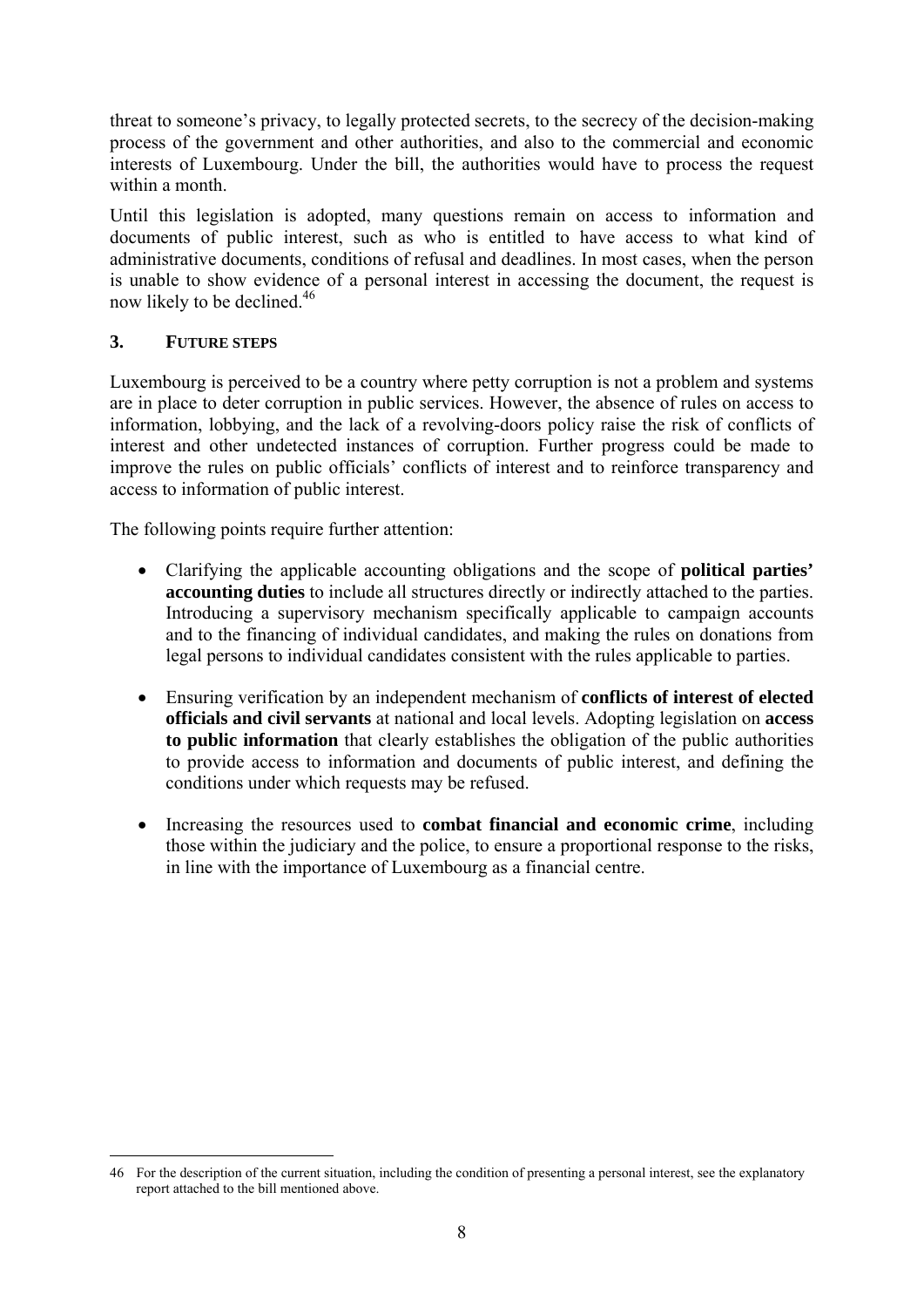threat to someone's privacy, to legally protected secrets, to the secrecy of the decision-making process of the government and other authorities, and also to the commercial and economic interests of Luxembourg. Under the bill, the authorities would have to process the request within a month.

Until this legislation is adopted, many questions remain on access to information and documents of public interest, such as who is entitled to have access to what kind of administrative documents, conditions of refusal and deadlines. In most cases, when the person is unable to show evidence of a personal interest in accessing the document, the request is now likely to be declined.[46]

## 3. FUTURE STEPS

Luxembourg is perceived to be a country where petty corruption is not a problem and systems are in place to deter corruption in public services. However, the absence of rules on access to information, lobbying, and the lack of a revolving-doors policy raise the risk of conflicts of interest and other undetected instances of corruption. Further progress could be made to improve the rules on public officials' conflicts of interest and to reinforce transparency and access to information of public interest.

The following points require further attention:

- Clarifying the applicable accounting obligations and the scope of **political parties' accounting duties** to include all structures directly or indirectly attached to the parties. Introducing a supervisory mechanism specifically applicable to campaign accounts and to the financing of individual candidates, and making the rules on donations from legal persons to individual candidates consistent with the rules applicable to parties.

- Ensuring verification by an independent mechanism of **conflicts of interest of elected officials and civil servants** at national and local levels. Adopting legislation on **access to public information** that clearly establishes the obligation of the public authorities to provide access to information and documents of public interest, and defining the conditions under which requests may be refused.

- Increasing the resources used to **combat financial and economic crime**, including those within the judiciary and the police, to ensure a proportional response to the risks, in line with the importance of Luxembourg as a financial centre.

---

46 For the description of the current situation, including the condition of presenting a personal interest, see the explanatory report attached to the bill mentioned above.